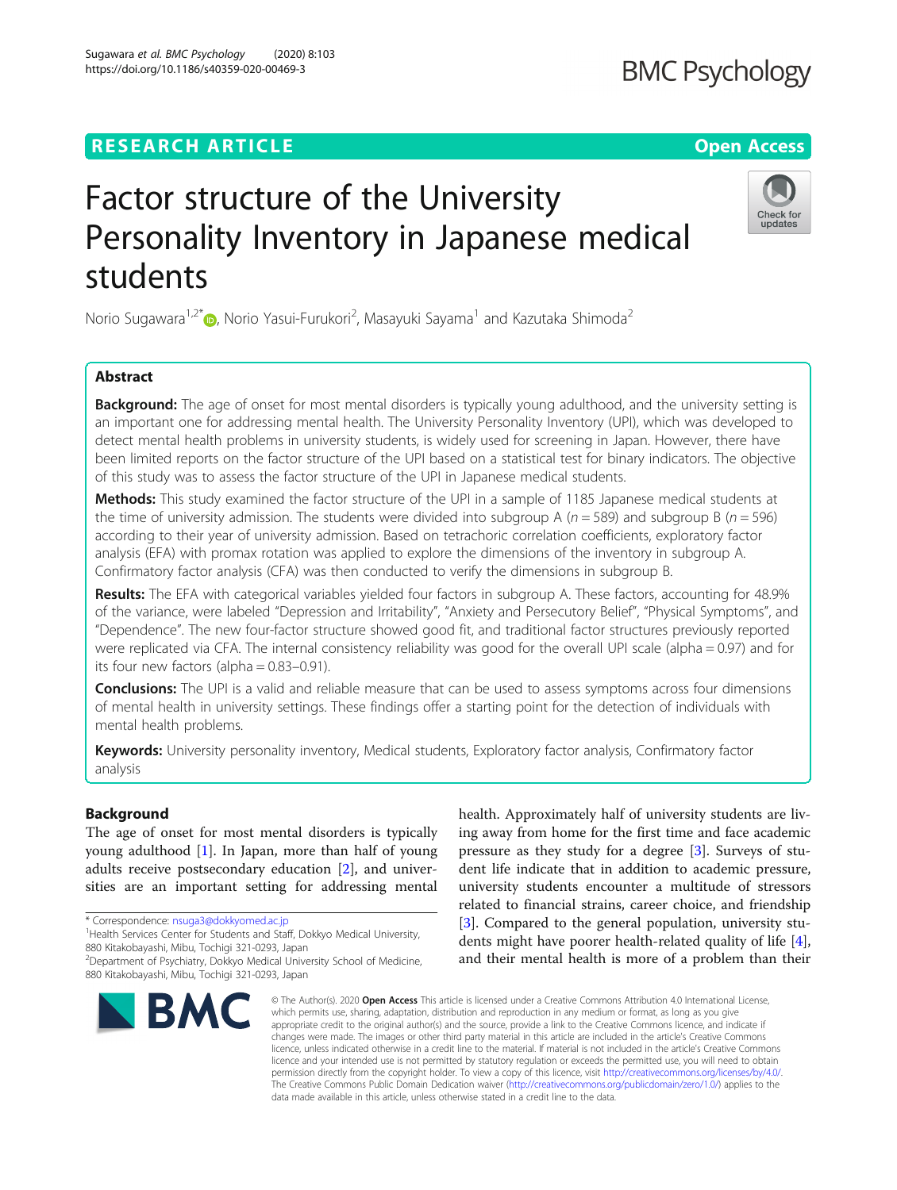# Factor structure of the University Personality Inventory in Japanese medical students

Norio Sugawara[1,2*], Norio Yasui-Furukori[2], Masayuki Sayama[1] and Kazutaka Shimoda[2]

## Abstract

**Background:** The age of onset for most mental disorders is typically young adulthood, and the university setting is an important one for addressing mental health. The University Personality Inventory (UPI), which was developed to detect mental health problems in university students, is widely used for screening in Japan. However, there have been limited reports on the factor structure of the UPI based on a statistical test for binary indicators. The objective of this study was to assess the factor structure of the UPI in Japanese medical students.

**Methods:** This study examined the factor structure of the UPI in a sample of 1185 Japanese medical students at the time of university admission. The students were divided into subgroup A ($n = 589$) and subgroup B ($n = 596$) according to their year of university admission. Based on tetrachoric correlation coefficients, exploratory factor analysis (EFA) with promax rotation was applied to explore the dimensions of the inventory in subgroup A. Confirmatory factor analysis (CFA) was then conducted to verify the dimensions in subgroup B.

**Results:** The EFA with categorical variables yielded four factors in subgroup A. These factors, accounting for 48.9% of the variance, were labeled "Depression and Irritability", "Anxiety and Persecutory Belief", "Physical Symptoms", and "Dependence". The new four-factor structure showed good fit, and traditional factor structures previously reported were replicated via CFA. The internal consistency reliability was good for the overall UPI scale (alpha = 0.97) and for its four new factors (alpha = 0.83–0.91).

**Conclusions:** The UPI is a valid and reliable measure that can be used to assess symptoms across four dimensions of mental health in university settings. These findings offer a starting point for the detection of individuals with mental health problems.

**Keywords:** University personality inventory, Medical students, Exploratory factor analysis, Confirmatory factor analysis

## Background

The age of onset for most mental disorders is typically young adulthood [1]. In Japan, more than half of young adults receive postsecondary education [2], and universities are an important setting for addressing mental health. Approximately half of university students are living away from home for the first time and face academic pressure as they study for a degree [3]. Surveys of student life indicate that in addition to academic pressure, university students encounter a multitude of stressors related to financial strains, career choice, and friendship [3]. Compared to the general population, university students might have poorer health-related quality of life [4], and their mental health is more of a problem than their

\* Correspondence: nsuga3@dokkyomed.ac.jp
[1]Health Services Center for Students and Staff, Dokkyo Medical University, 880 Kitakobayashi, Mibu, Tochigi 321-0293, Japan
[2]Department of Psychiatry, Dokkyo Medical University School of Medicine, 880 Kitakobayashi, Mibu, Tochigi 321-0293, Japan

© The Author(s). 2020 **Open Access** This article is licensed under a Creative Commons Attribution 4.0 International License, which permits use, sharing, adaptation, distribution and reproduction in any medium or format, as long as you give appropriate credit to the original author(s) and the source, provide a link to the Creative Commons licence, and indicate if changes were made. The images or other third party material in this article are included in the article's Creative Commons licence, unless indicated otherwise in a credit line to the material. If material is not included in the article's Creative Commons licence and your intended use is not permitted by statutory regulation or exceeds the permitted use, you will need to obtain permission directly from the copyright holder. To view a copy of this licence, visit http://creativecommons.org/licenses/by/4.0/. The Creative Commons Public Domain Dedication waiver (http://creativecommons.org/publicdomain/zero/1.0/) applies to the data made available in this article, unless otherwise stated in a credit line to the data.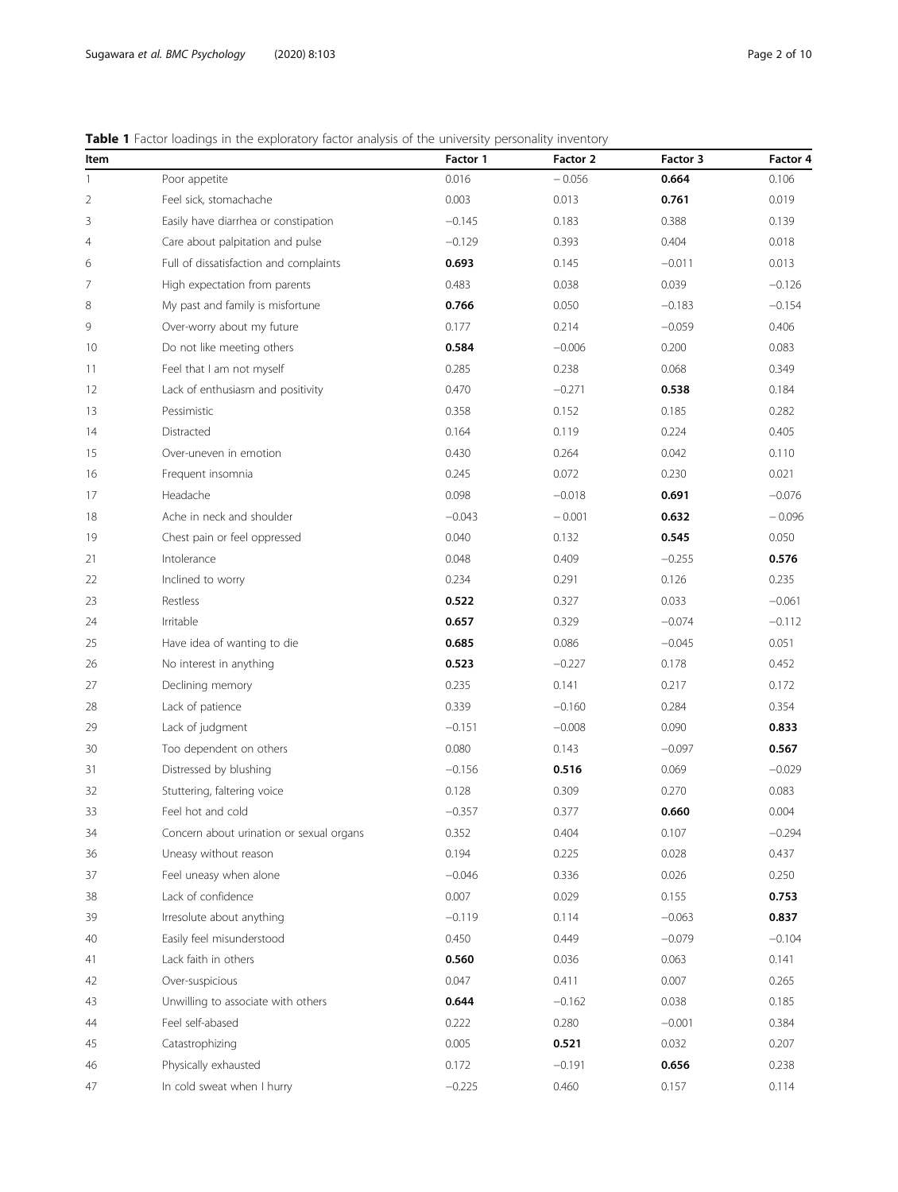**Table 1** Factor loadings in the exploratory factor analysis of the university personality inventory

| Item | | Factor 1 | Factor 2 | Factor 3 | Factor 4 |
|---|---|---|---|---|---|
| 1 | Poor appetite | 0.016 | −0.056 | **0.664** | 0.106 |
| 2 | Feel sick, stomachache | 0.003 | 0.013 | **0.761** | 0.019 |
| 3 | Easily have diarrhea or constipation | −0.145 | 0.183 | 0.388 | 0.139 |
| 4 | Care about palpitation and pulse | −0.129 | 0.393 | 0.404 | 0.018 |
| 6 | Full of dissatisfaction and complaints | **0.693** | 0.145 | −0.011 | 0.013 |
| 7 | High expectation from parents | 0.483 | 0.038 | 0.039 | −0.126 |
| 8 | My past and family is misfortune | **0.766** | 0.050 | −0.183 | −0.154 |
| 9 | Over-worry about my future | 0.177 | 0.214 | −0.059 | 0.406 |
| 10 | Do not like meeting others | **0.584** | −0.006 | 0.200 | 0.083 |
| 11 | Feel that I am not myself | 0.285 | 0.238 | 0.068 | 0.349 |
| 12 | Lack of enthusiasm and positivity | 0.470 | −0.271 | **0.538** | 0.184 |
| 13 | Pessimistic | 0.358 | 0.152 | 0.185 | 0.282 |
| 14 | Distracted | 0.164 | 0.119 | 0.224 | 0.405 |
| 15 | Over-uneven in emotion | 0.430 | 0.264 | 0.042 | 0.110 |
| 16 | Frequent insomnia | 0.245 | 0.072 | 0.230 | 0.021 |
| 17 | Headache | 0.098 | −0.018 | **0.691** | −0.076 |
| 18 | Ache in neck and shoulder | −0.043 | −0.001 | **0.632** | −0.096 |
| 19 | Chest pain or feel oppressed | 0.040 | 0.132 | **0.545** | 0.050 |
| 21 | Intolerance | 0.048 | 0.409 | −0.255 | **0.576** |
| 22 | Inclined to worry | 0.234 | 0.291 | 0.126 | 0.235 |
| 23 | Restless | **0.522** | 0.327 | 0.033 | −0.061 |
| 24 | Irritable | **0.657** | 0.329 | −0.074 | −0.112 |
| 25 | Have idea of wanting to die | **0.685** | 0.086 | −0.045 | 0.051 |
| 26 | No interest in anything | **0.523** | −0.227 | 0.178 | 0.452 |
| 27 | Declining memory | 0.235 | 0.141 | 0.217 | 0.172 |
| 28 | Lack of patience | 0.339 | −0.160 | 0.284 | 0.354 |
| 29 | Lack of judgment | −0.151 | −0.008 | 0.090 | **0.833** |
| 30 | Too dependent on others | 0.080 | 0.143 | −0.097 | **0.567** |
| 31 | Distressed by blushing | −0.156 | **0.516** | 0.069 | −0.029 |
| 32 | Stuttering, faltering voice | 0.128 | 0.309 | 0.270 | 0.083 |
| 33 | Feel hot and cold | −0.357 | 0.377 | **0.660** | 0.004 |
| 34 | Concern about urination or sexual organs | 0.352 | 0.404 | 0.107 | −0.294 |
| 36 | Uneasy without reason | 0.194 | 0.225 | 0.028 | 0.437 |
| 37 | Feel uneasy when alone | −0.046 | 0.336 | 0.026 | 0.250 |
| 38 | Lack of confidence | 0.007 | 0.029 | 0.155 | **0.753** |
| 39 | Irresolute about anything | −0.119 | 0.114 | −0.063 | **0.837** |
| 40 | Easily feel misunderstood | 0.450 | 0.449 | −0.079 | −0.104 |
| 41 | Lack faith in others | **0.560** | 0.036 | 0.063 | 0.141 |
| 42 | Over-suspicious | 0.047 | 0.411 | 0.007 | 0.265 |
| 43 | Unwilling to associate with others | **0.644** | −0.162 | 0.038 | 0.185 |
| 44 | Feel self-abased | 0.222 | 0.280 | −0.001 | 0.384 |
| 45 | Catastrophizing | 0.005 | **0.521** | 0.032 | 0.207 |
| 46 | Physically exhausted | 0.172 | −0.191 | **0.656** | 0.238 |
| 47 | In cold sweat when I hurry | −0.225 | 0.460 | 0.157 | 0.114 |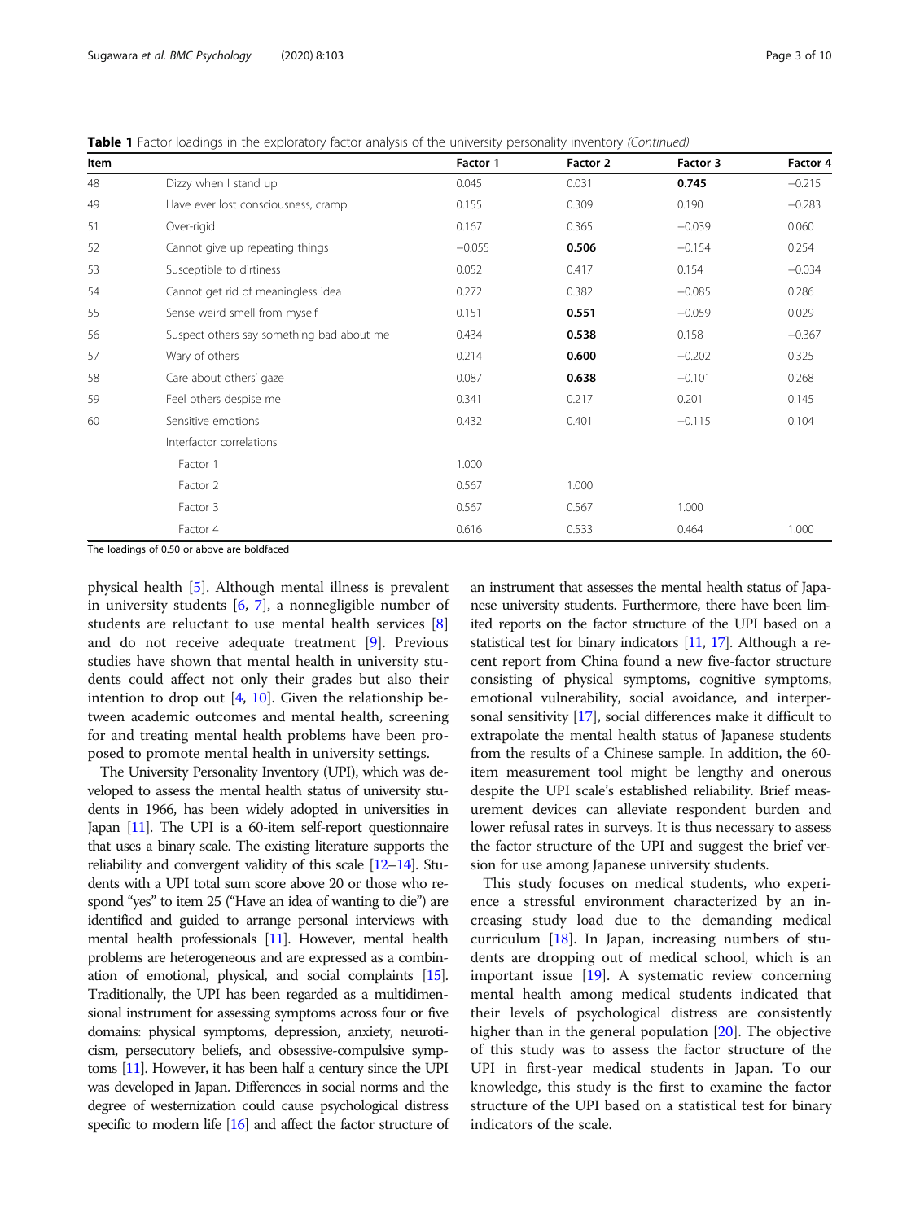**Table 1** Factor loadings in the exploratory factor analysis of the university personality inventory *(Continued)*

| Item | | Factor 1 | Factor 2 | Factor 3 | Factor 4 |
|---|---|---|---|---|---|
| 48 | Dizzy when I stand up | 0.045 | 0.031 | **0.745** | −0.215 |
| 49 | Have ever lost consciousness, cramp | 0.155 | 0.309 | 0.190 | −0.283 |
| 51 | Over-rigid | 0.167 | 0.365 | −0.039 | 0.060 |
| 52 | Cannot give up repeating things | −0.055 | **0.506** | −0.154 | 0.254 |
| 53 | Susceptible to dirtiness | 0.052 | 0.417 | 0.154 | −0.034 |
| 54 | Cannot get rid of meaningless idea | 0.272 | 0.382 | −0.085 | 0.286 |
| 55 | Sense weird smell from myself | 0.151 | **0.551** | −0.059 | 0.029 |
| 56 | Suspect others say something bad about me | 0.434 | **0.538** | 0.158 | −0.367 |
| 57 | Wary of others | 0.214 | **0.600** | −0.202 | 0.325 |
| 58 | Care about others' gaze | 0.087 | **0.638** | −0.101 | 0.268 |
| 59 | Feel others despise me | 0.341 | 0.217 | 0.201 | 0.145 |
| 60 | Sensitive emotions | 0.432 | 0.401 | −0.115 | 0.104 |
| | Interfactor correlations | | | | |
| | Factor 1 | 1.000 | | | |
| | Factor 2 | 0.567 | 1.000 | | |
| | Factor 3 | 0.567 | 0.567 | 1.000 | |
| | Factor 4 | 0.616 | 0.533 | 0.464 | 1.000 |

The loadings of 0.50 or above are boldfaced

physical health [5]. Although mental illness is prevalent in university students [6, 7], a nonnegligible number of students are reluctant to use mental health services [8] and do not receive adequate treatment [9]. Previous studies have shown that mental health in university students could affect not only their grades but also their intention to drop out [4, 10]. Given the relationship between academic outcomes and mental health, screening for and treating mental health problems have been proposed to promote mental health in university settings.

The University Personality Inventory (UPI), which was developed to assess the mental health status of university students in 1966, has been widely adopted in universities in Japan [11]. The UPI is a 60-item self-report questionnaire that uses a binary scale. The existing literature supports the reliability and convergent validity of this scale [12–14]. Students with a UPI total sum score above 20 or those who respond "yes" to item 25 ("Have an idea of wanting to die") are identified and guided to arrange personal interviews with mental health professionals [11]. However, mental health problems are heterogeneous and are expressed as a combination of emotional, physical, and social complaints [15]. Traditionally, the UPI has been regarded as a multidimensional instrument for assessing symptoms across four or five domains: physical symptoms, depression, anxiety, neuroticism, persecutory beliefs, and obsessive-compulsive symptoms [11]. However, it has been half a century since the UPI was developed in Japan. Differences in social norms and the degree of westernization could cause psychological distress specific to modern life [16] and affect the factor structure of an instrument that assesses the mental health status of Japanese university students. Furthermore, there have been limited reports on the factor structure of the UPI based on a statistical test for binary indicators [11, 17]. Although a recent report from China found a new five-factor structure consisting of physical symptoms, cognitive symptoms, emotional vulnerability, social avoidance, and interpersonal sensitivity [17], social differences make it difficult to extrapolate the mental health status of Japanese students from the results of a Chinese sample. In addition, the 60-item measurement tool might be lengthy and onerous despite the UPI scale's established reliability. Brief measurement devices can alleviate respondent burden and lower refusal rates in surveys. It is thus necessary to assess the factor structure of the UPI and suggest the brief version for use among Japanese university students.

This study focuses on medical students, who experience a stressful environment characterized by an increasing study load due to the demanding medical curriculum [18]. In Japan, increasing numbers of students are dropping out of medical school, which is an important issue [19]. A systematic review concerning mental health among medical students indicated that their levels of psychological distress are consistently higher than in the general population [20]. The objective of this study was to assess the factor structure of the UPI in first-year medical students in Japan. To our knowledge, this study is the first to examine the factor structure of the UPI based on a statistical test for binary indicators of the scale.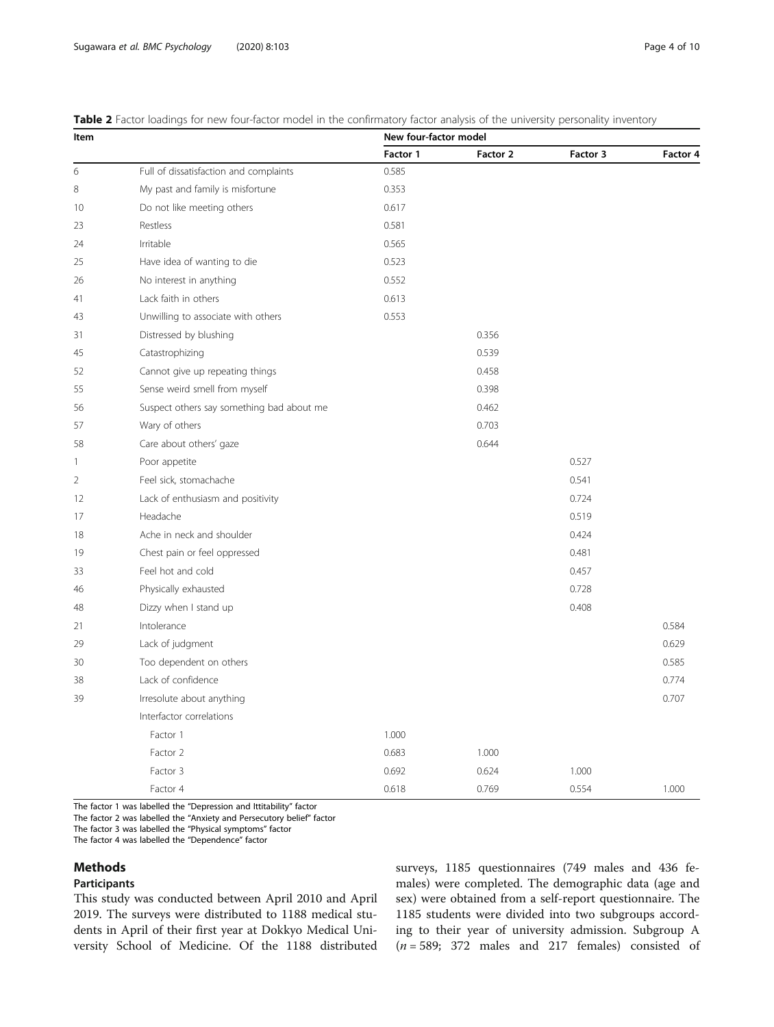**Table 2** Factor loadings for new four-factor model in the confirmatory factor analysis of the university personality inventory

| Item | | New four-factor model | | | |
|---|---|---|---|---|---|
| | | Factor 1 | Factor 2 | Factor 3 | Factor 4 |
| 6 | Full of dissatisfaction and complaints | 0.585 | | | |
| 8 | My past and family is misfortune | 0.353 | | | |
| 10 | Do not like meeting others | 0.617 | | | |
| 23 | Restless | 0.581 | | | |
| 24 | Irritable | 0.565 | | | |
| 25 | Have idea of wanting to die | 0.523 | | | |
| 26 | No interest in anything | 0.552 | | | |
| 41 | Lack faith in others | 0.613 | | | |
| 43 | Unwilling to associate with others | 0.553 | | | |
| 31 | Distressed by blushing | | 0.356 | | |
| 45 | Catastrophizing | | 0.539 | | |
| 52 | Cannot give up repeating things | | 0.458 | | |
| 55 | Sense weird smell from myself | | 0.398 | | |
| 56 | Suspect others say something bad about me | | 0.462 | | |
| 57 | Wary of others | | 0.703 | | |
| 58 | Care about others' gaze | | 0.644 | | |
| 1 | Poor appetite | | | 0.527 | |
| 2 | Feel sick, stomachache | | | 0.541 | |
| 12 | Lack of enthusiasm and positivity | | | 0.724 | |
| 17 | Headache | | | 0.519 | |
| 18 | Ache in neck and shoulder | | | 0.424 | |
| 19 | Chest pain or feel oppressed | | | 0.481 | |
| 33 | Feel hot and cold | | | 0.457 | |
| 46 | Physically exhausted | | | 0.728 | |
| 48 | Dizzy when I stand up | | | 0.408 | |
| 21 | Intolerance | | | | 0.584 |
| 29 | Lack of judgment | | | | 0.629 |
| 30 | Too dependent on others | | | | 0.585 |
| 38 | Lack of confidence | | | | 0.774 |
| 39 | Irresolute about anything | | | | 0.707 |
| | Interfactor correlations | | | | |
| | Factor 1 | 1.000 | | | |
| | Factor 2 | 0.683 | 1.000 | | |
| | Factor 3 | 0.692 | 0.624 | 1.000 | |
| | Factor 4 | 0.618 | 0.769 | 0.554 | 1.000 |

The factor 1 was labelled the "Depression and Ittitability" factor
The factor 2 was labelled the "Anxiety and Persecutory belief" factor
The factor 3 was labelled the "Physical symptoms" factor
The factor 4 was labelled the "Dependence" factor

## Methods

### Participants

This study was conducted between April 2010 and April 2019. The surveys were distributed to 1188 medical students in April of their first year at Dokkyo Medical University School of Medicine. Of the 1188 distributed surveys, 1185 questionnaires (749 males and 436 females) were completed. The demographic data (age and sex) were obtained from a self-report questionnaire. The 1185 students were divided into two subgroups according to their year of university admission. Subgroup A ($n = 589$; 372 males and 217 females) consisted of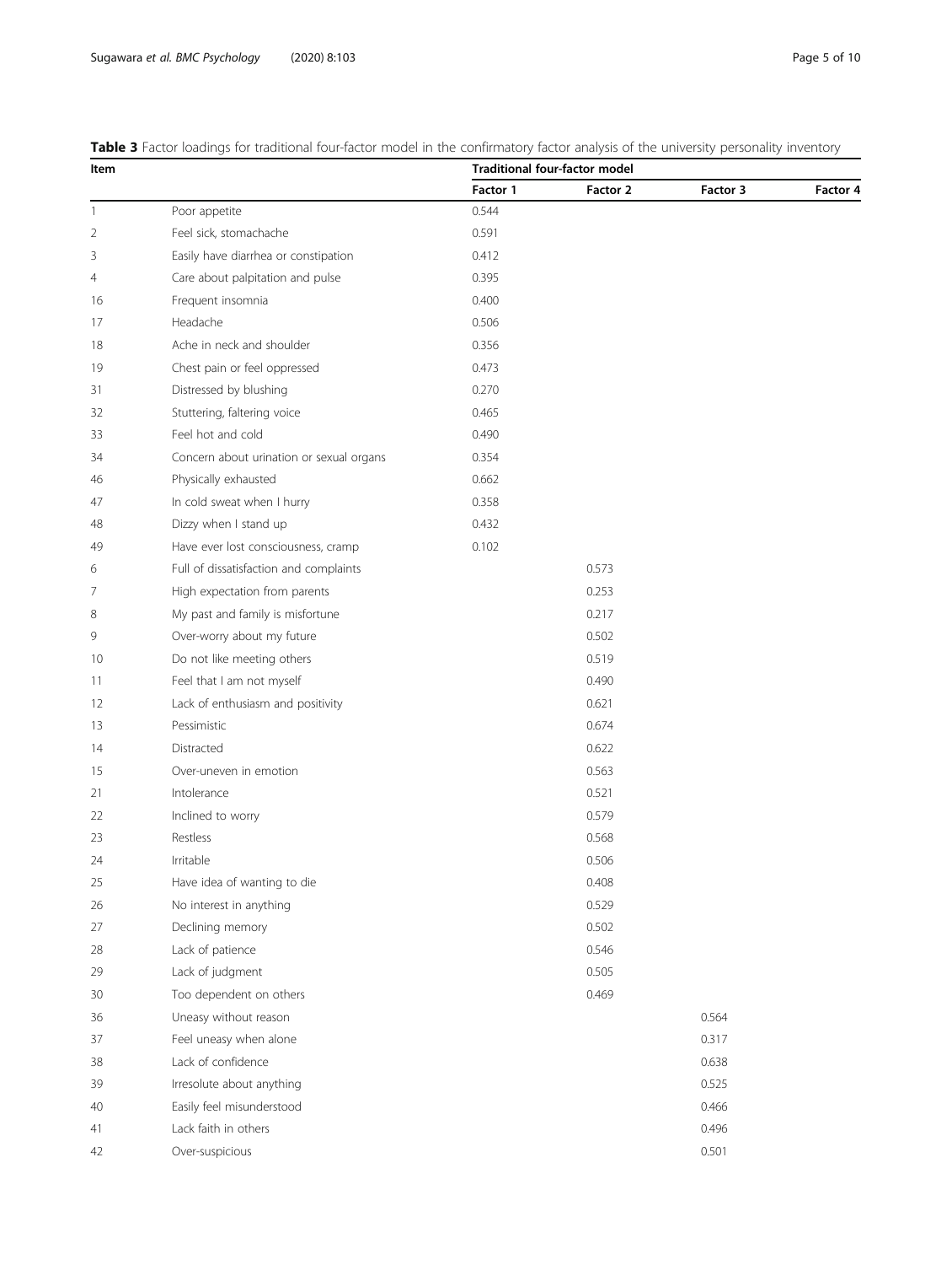**Table 3** Factor loadings for traditional four-factor model in the confirmatory factor analysis of the university personality inventory

| Item | | Traditional four-factor model | | | |
|---|---|---|---|---|---|
| | | Factor 1 | Factor 2 | Factor 3 | Factor 4 |
| 1 | Poor appetite | 0.544 | | | |
| 2 | Feel sick, stomachache | 0.591 | | | |
| 3 | Easily have diarrhea or constipation | 0.412 | | | |
| 4 | Care about palpitation and pulse | 0.395 | | | |
| 16 | Frequent insomnia | 0.400 | | | |
| 17 | Headache | 0.506 | | | |
| 18 | Ache in neck and shoulder | 0.356 | | | |
| 19 | Chest pain or feel oppressed | 0.473 | | | |
| 31 | Distressed by blushing | 0.270 | | | |
| 32 | Stuttering, faltering voice | 0.465 | | | |
| 33 | Feel hot and cold | 0.490 | | | |
| 34 | Concern about urination or sexual organs | 0.354 | | | |
| 46 | Physically exhausted | 0.662 | | | |
| 47 | In cold sweat when I hurry | 0.358 | | | |
| 48 | Dizzy when I stand up | 0.432 | | | |
| 49 | Have ever lost consciousness, cramp | 0.102 | | | |
| 6 | Full of dissatisfaction and complaints | | 0.573 | | |
| 7 | High expectation from parents | | 0.253 | | |
| 8 | My past and family is misfortune | | 0.217 | | |
| 9 | Over-worry about my future | | 0.502 | | |
| 10 | Do not like meeting others | | 0.519 | | |
| 11 | Feel that I am not myself | | 0.490 | | |
| 12 | Lack of enthusiasm and positivity | | 0.621 | | |
| 13 | Pessimistic | | 0.674 | | |
| 14 | Distracted | | 0.622 | | |
| 15 | Over-uneven in emotion | | 0.563 | | |
| 21 | Intolerance | | 0.521 | | |
| 22 | Inclined to worry | | 0.579 | | |
| 23 | Restless | | 0.568 | | |
| 24 | Irritable | | 0.506 | | |
| 25 | Have idea of wanting to die | | 0.408 | | |
| 26 | No interest in anything | | 0.529 | | |
| 27 | Declining memory | | 0.502 | | |
| 28 | Lack of patience | | 0.546 | | |
| 29 | Lack of judgment | | 0.505 | | |
| 30 | Too dependent on others | | 0.469 | | |
| 36 | Uneasy without reason | | | 0.564 | |
| 37 | Feel uneasy when alone | | | 0.317 | |
| 38 | Lack of confidence | | | 0.638 | |
| 39 | Irresolute about anything | | | 0.525 | |
| 40 | Easily feel misunderstood | | | 0.466 | |
| 41 | Lack faith in others | | | 0.496 | |
| 42 | Over-suspicious | | | 0.501 | |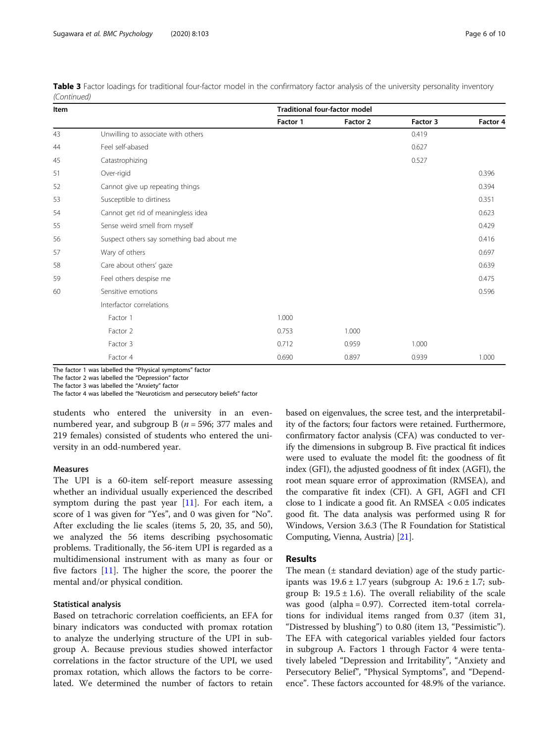**Table 3** Factor loadings for traditional four-factor model in the confirmatory factor analysis of the university personality inventory *(Continued)*

| Item | | Traditional four-factor model | | | |
|---|---|---|---|---|---|
| | | Factor 1 | Factor 2 | Factor 3 | Factor 4 |
| 43 | Unwilling to associate with others | | | 0.419 | |
| 44 | Feel self-abased | | | 0.627 | |
| 45 | Catastrophizing | | | 0.527 | |
| 51 | Over-rigid | | | | 0.396 |
| 52 | Cannot give up repeating things | | | | 0.394 |
| 53 | Susceptible to dirtiness | | | | 0.351 |
| 54 | Cannot get rid of meaningless idea | | | | 0.623 |
| 55 | Sense weird smell from myself | | | | 0.429 |
| 56 | Suspect others say something bad about me | | | | 0.416 |
| 57 | Wary of others | | | | 0.697 |
| 58 | Care about others' gaze | | | | 0.639 |
| 59 | Feel others despise me | | | | 0.475 |
| 60 | Sensitive emotions | | | | 0.596 |
| | Interfactor correlations | | | | |
| | Factor 1 | 1.000 | | | |
| | Factor 2 | 0.753 | 1.000 | | |
| | Factor 3 | 0.712 | 0.959 | 1.000 | |
| | Factor 4 | 0.690 | 0.897 | 0.939 | 1.000 |

The factor 1 was labelled the "Physical symptoms" factor
The factor 2 was labelled the "Depression" factor
The factor 3 was labelled the "Anxiety" factor
The factor 4 was labelled the "Neuroticism and persecutory beliefs" factor

students who entered the university in an even-numbered year, and subgroup B ($n$ = 596; 377 males and 219 females) consisted of students who entered the university in an odd-numbered year.

### Measures

The UPI is a 60-item self-report measure assessing whether an individual usually experienced the described symptom during the past year [11]. For each item, a score of 1 was given for "Yes", and 0 was given for "No". After excluding the lie scales (items 5, 20, 35, and 50), we analyzed the 56 items describing psychosomatic problems. Traditionally, the 56-item UPI is regarded as a multidimensional instrument with as many as four or five factors [11]. The higher the score, the poorer the mental and/or physical condition.

### Statistical analysis

Based on tetrachoric correlation coefficients, an EFA for binary indicators was conducted with promax rotation to analyze the underlying structure of the UPI in subgroup A. Because previous studies showed interfactor correlations in the factor structure of the UPI, we used promax rotation, which allows the factors to be correlated. We determined the number of factors to retain based on eigenvalues, the scree test, and the interpretability of the factors; four factors were retained. Furthermore, confirmatory factor analysis (CFA) was conducted to verify the dimensions in subgroup B. Five practical fit indices were used to evaluate the model fit: the goodness of fit index (GFI), the adjusted goodness of fit index (AGFI), the root mean square error of approximation (RMSEA), and the comparative fit index (CFI). A GFI, AGFI and CFI close to 1 indicate a good fit. An RMSEA < 0.05 indicates good fit. The data analysis was performed using R for Windows, Version 3.6.3 (The R Foundation for Statistical Computing, Vienna, Austria) [21].

## Results

The mean (± standard deviation) age of the study participants was 19.6 ± 1.7 years (subgroup A: 19.6 ± 1.7; subgroup B: 19.5 ± 1.6). The overall reliability of the scale was good (alpha = 0.97). Corrected item-total correlations for individual items ranged from 0.37 (item 31, "Distressed by blushing") to 0.80 (item 13, "Pessimistic"). The EFA with categorical variables yielded four factors in subgroup A. Factors 1 through Factor 4 were tentatively labeled "Depression and Irritability", "Anxiety and Persecutory Belief", "Physical Symptoms", and "Dependence". These factors accounted for 48.9% of the variance.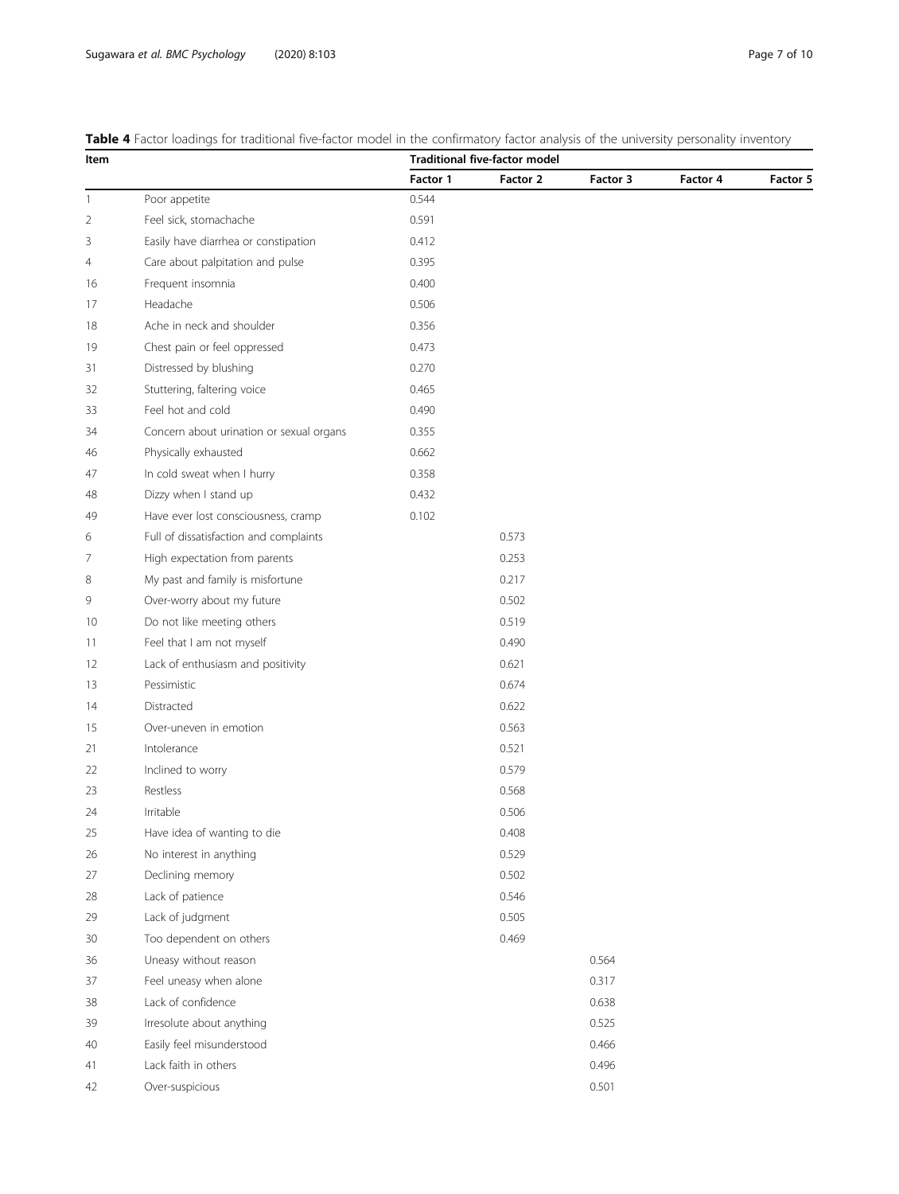**Table 4** Factor loadings for traditional five-factor model in the confirmatory factor analysis of the university personality inventory

| Item | | Traditional five-factor model | | | | |
|---|---|---|---|---|---|---|
| | | Factor 1 | Factor 2 | Factor 3 | Factor 4 | Factor 5 |
| 1 | Poor appetite | 0.544 | | | | |
| 2 | Feel sick, stomachache | 0.591 | | | | |
| 3 | Easily have diarrhea or constipation | 0.412 | | | | |
| 4 | Care about palpitation and pulse | 0.395 | | | | |
| 16 | Frequent insomnia | 0.400 | | | | |
| 17 | Headache | 0.506 | | | | |
| 18 | Ache in neck and shoulder | 0.356 | | | | |
| 19 | Chest pain or feel oppressed | 0.473 | | | | |
| 31 | Distressed by blushing | 0.270 | | | | |
| 32 | Stuttering, faltering voice | 0.465 | | | | |
| 33 | Feel hot and cold | 0.490 | | | | |
| 34 | Concern about urination or sexual organs | 0.355 | | | | |
| 46 | Physically exhausted | 0.662 | | | | |
| 47 | In cold sweat when I hurry | 0.358 | | | | |
| 48 | Dizzy when I stand up | 0.432 | | | | |
| 49 | Have ever lost consciousness, cramp | 0.102 | | | | |
| 6 | Full of dissatisfaction and complaints | | 0.573 | | | |
| 7 | High expectation from parents | | 0.253 | | | |
| 8 | My past and family is misfortune | | 0.217 | | | |
| 9 | Over-worry about my future | | 0.502 | | | |
| 10 | Do not like meeting others | | 0.519 | | | |
| 11 | Feel that I am not myself | | 0.490 | | | |
| 12 | Lack of enthusiasm and positivity | | 0.621 | | | |
| 13 | Pessimistic | | 0.674 | | | |
| 14 | Distracted | | 0.622 | | | |
| 15 | Over-uneven in emotion | | 0.563 | | | |
| 21 | Intolerance | | 0.521 | | | |
| 22 | Inclined to worry | | 0.579 | | | |
| 23 | Restless | | 0.568 | | | |
| 24 | Irritable | | 0.506 | | | |
| 25 | Have idea of wanting to die | | 0.408 | | | |
| 26 | No interest in anything | | 0.529 | | | |
| 27 | Declining memory | | 0.502 | | | |
| 28 | Lack of patience | | 0.546 | | | |
| 29 | Lack of judgment | | 0.505 | | | |
| 30 | Too dependent on others | | 0.469 | | | |
| 36 | Uneasy without reason | | | 0.564 | | |
| 37 | Feel uneasy when alone | | | 0.317 | | |
| 38 | Lack of confidence | | | 0.638 | | |
| 39 | Irresolute about anything | | | 0.525 | | |
| 40 | Easily feel misunderstood | | | 0.466 | | |
| 41 | Lack faith in others | | | 0.496 | | |
| 42 | Over-suspicious | | | 0.501 | | |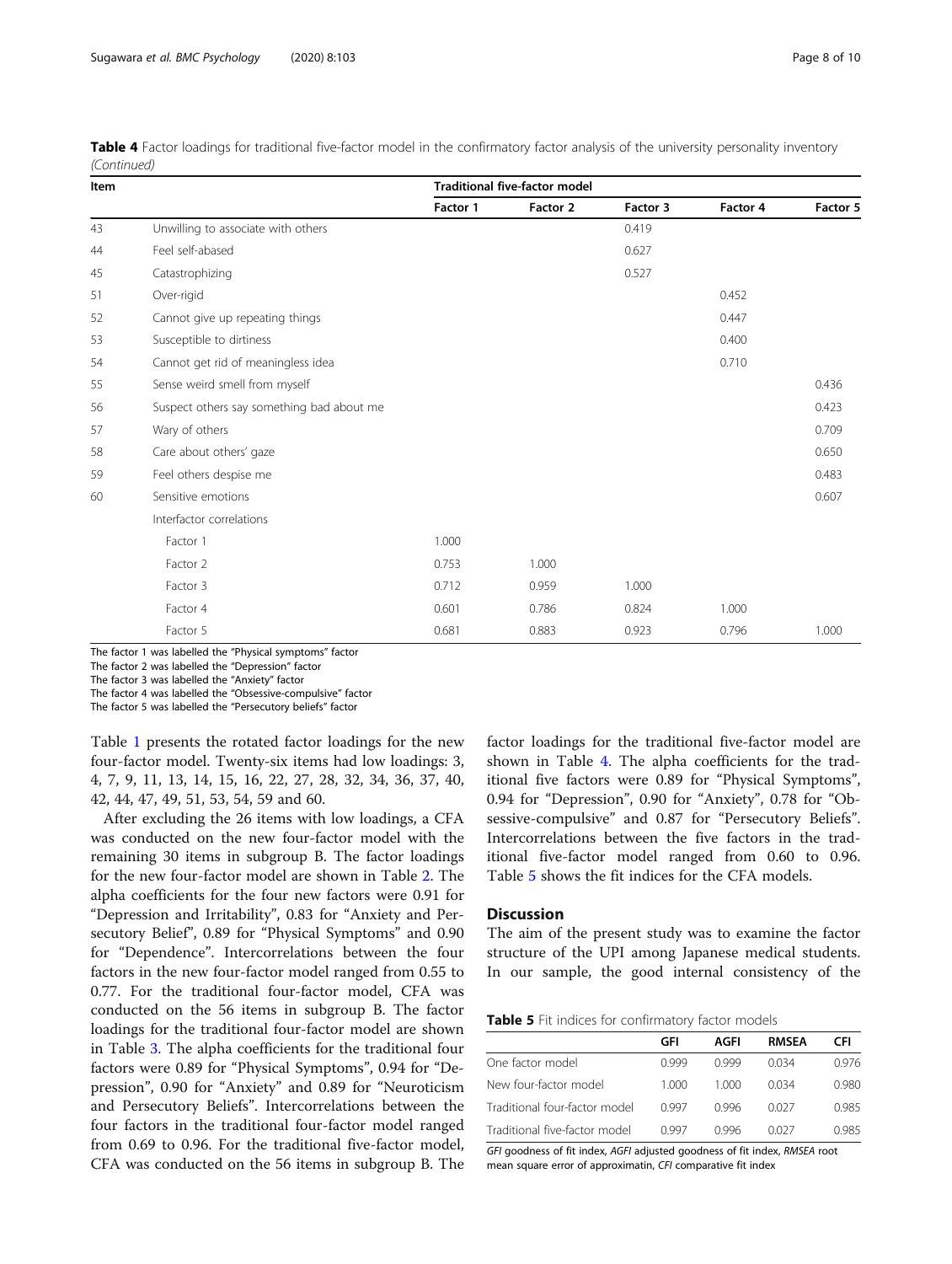**Table 4** Factor loadings for traditional five-factor model in the confirmatory factor analysis of the university personality inventory *(Continued)*

| Item | | Traditional five-factor model | | | | |
|---|---|---|---|---|---|---|
| | | Factor 1 | Factor 2 | Factor 3 | Factor 4 | Factor 5 |
| 43 | Unwilling to associate with others | | | 0.419 | | |
| 44 | Feel self-abased | | | 0.627 | | |
| 45 | Catastrophizing | | | 0.527 | | |
| 51 | Over-rigid | | | | 0.452 | |
| 52 | Cannot give up repeating things | | | | 0.447 | |
| 53 | Susceptible to dirtiness | | | | 0.400 | |
| 54 | Cannot get rid of meaningless idea | | | | 0.710 | |
| 55 | Sense weird smell from myself | | | | | 0.436 |
| 56 | Suspect others say something bad about me | | | | | 0.423 |
| 57 | Wary of others | | | | | 0.709 |
| 58 | Care about others' gaze | | | | | 0.650 |
| 59 | Feel others despise me | | | | | 0.483 |
| 60 | Sensitive emotions | | | | | 0.607 |
| | Interfactor correlations | | | | | |
| | Factor 1 | 1.000 | | | | |
| | Factor 2 | 0.753 | 1.000 | | | |
| | Factor 3 | 0.712 | 0.959 | 1.000 | | |
| | Factor 4 | 0.601 | 0.786 | 0.824 | 1.000 | |
| | Factor 5 | 0.681 | 0.883 | 0.923 | 0.796 | 1.000 |

The factor 1 was labelled the "Physical symptoms" factor
The factor 2 was labelled the "Depression" factor
The factor 3 was labelled the "Anxiety" factor
The factor 4 was labelled the "Obsessive-compulsive" factor
The factor 5 was labelled the "Persecutory beliefs" factor

Table 1 presents the rotated factor loadings for the new four-factor model. Twenty-six items had low loadings: 3, 4, 7, 9, 11, 13, 14, 15, 16, 22, 27, 28, 32, 34, 36, 37, 40, 42, 44, 47, 49, 51, 53, 54, 59 and 60.

After excluding the 26 items with low loadings, a CFA was conducted on the new four-factor model with the remaining 30 items in subgroup B. The factor loadings for the new four-factor model are shown in Table 2. The alpha coefficients for the four new factors were 0.91 for "Depression and Irritability", 0.83 for "Anxiety and Persecutory Belief", 0.89 for "Physical Symptoms" and 0.90 for "Dependence". Intercorrelations between the four factors in the new four-factor model ranged from 0.55 to 0.77. For the traditional four-factor model, CFA was conducted on the 56 items in subgroup B. The factor loadings for the traditional four-factor model are shown in Table 3. The alpha coefficients for the traditional four factors were 0.89 for "Physical Symptoms", 0.94 for "Depression", 0.90 for "Anxiety" and 0.89 for "Neuroticism and Persecutory Beliefs". Intercorrelations between the four factors in the traditional four-factor model ranged from 0.69 to 0.96. For the traditional five-factor model, CFA was conducted on the 56 items in subgroup B. The factor loadings for the traditional five-factor model are shown in Table 4. The alpha coefficients for the traditional five factors were 0.89 for "Physical Symptoms", 0.94 for "Depression", 0.90 for "Anxiety", 0.78 for "Obsessive-compulsive" and 0.87 for "Persecutory Beliefs". Intercorrelations between the five factors in the traditional five-factor model ranged from 0.60 to 0.96. Table 5 shows the fit indices for the CFA models.

## Discussion

The aim of the present study was to examine the factor structure of the UPI among Japanese medical students. In our sample, the good internal consistency of the

**Table 5** Fit indices for confirmatory factor models

| | GFI | AGFI | RMSEA | CFI |
|---|---|---|---|---|
| One factor model | 0.999 | 0.999 | 0.034 | 0.976 |
| New four-factor model | 1.000 | 1.000 | 0.034 | 0.980 |
| Traditional four-factor model | 0.997 | 0.996 | 0.027 | 0.985 |
| Traditional five-factor model | 0.997 | 0.996 | 0.027 | 0.985 |

*GFI* goodness of fit index, *AGFI* adjusted goodness of fit index, *RMSEA* root mean square error of approximatin, *CFI* comparative fit index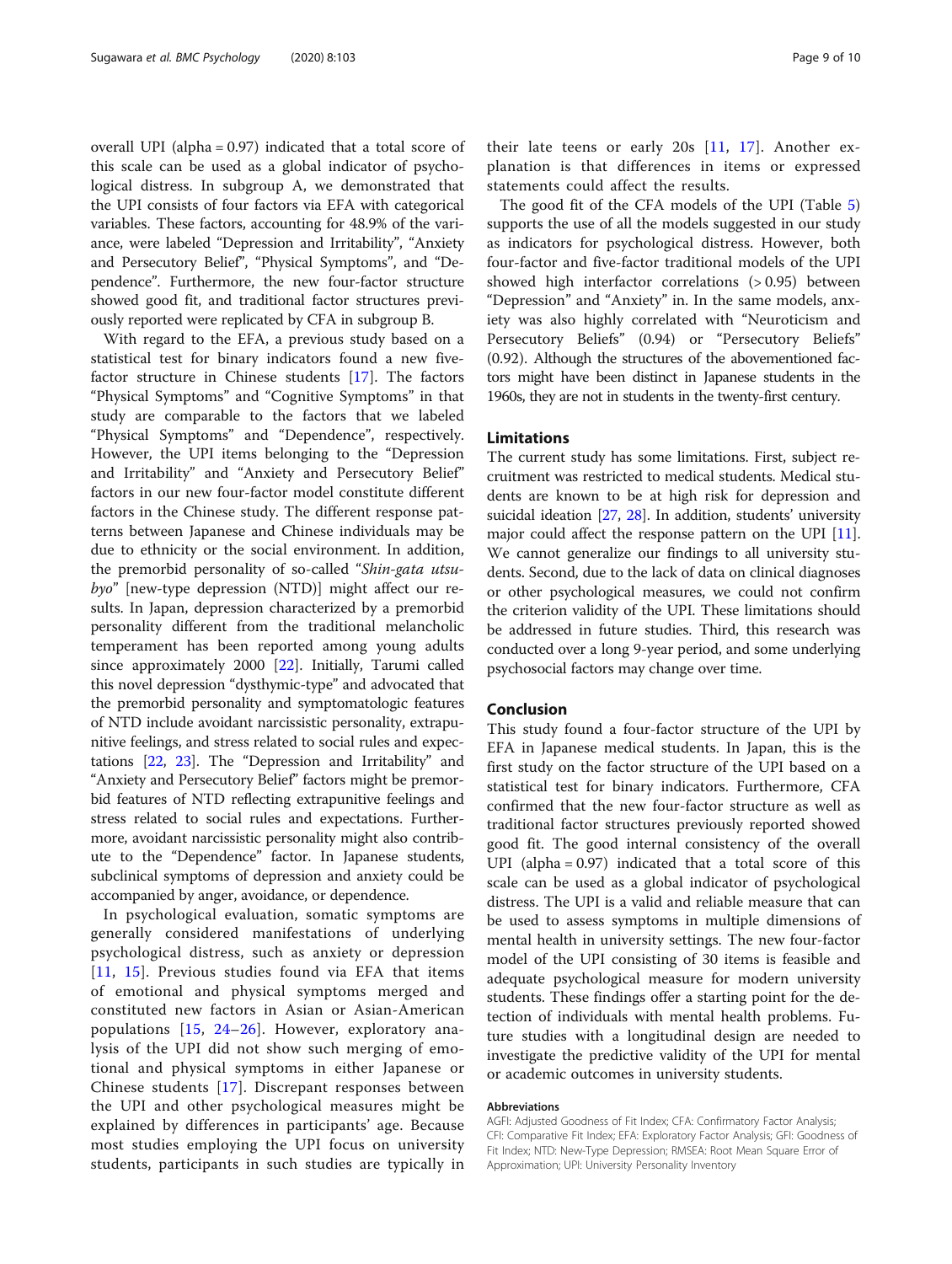overall UPI (alpha = 0.97) indicated that a total score of this scale can be used as a global indicator of psychological distress. In subgroup A, we demonstrated that the UPI consists of four factors via EFA with categorical variables. These factors, accounting for 48.9% of the variance, were labeled "Depression and Irritability", "Anxiety and Persecutory Belief", "Physical Symptoms", and "Dependence". Furthermore, the new four-factor structure showed good fit, and traditional factor structures previously reported were replicated by CFA in subgroup B.

With regard to the EFA, a previous study based on a statistical test for binary indicators found a new five-factor structure in Chinese students [17]. The factors "Physical Symptoms" and "Cognitive Symptoms" in that study are comparable to the factors that we labeled "Physical Symptoms" and "Dependence", respectively. However, the UPI items belonging to the "Depression and Irritability" and "Anxiety and Persecutory Belief" factors in our new four-factor model constitute different factors in the Chinese study. The different response patterns between Japanese and Chinese individuals may be due to ethnicity or the social environment. In addition, the premorbid personality of so-called "*Shin-gata utsu-byo*" [new-type depression (NTD)] might affect our results. In Japan, depression characterized by a premorbid personality different from the traditional melancholic temperament has been reported among young adults since approximately 2000 [22]. Initially, Tarumi called this novel depression "dysthymic-type" and advocated that the premorbid personality and symptomatologic features of NTD include avoidant narcissistic personality, extrapunitive feelings, and stress related to social rules and expectations [22, 23]. The "Depression and Irritability" and "Anxiety and Persecutory Belief" factors might be premorbid features of NTD reflecting extrapunitive feelings and stress related to social rules and expectations. Furthermore, avoidant narcissistic personality might also contribute to the "Dependence" factor. In Japanese students, subclinical symptoms of depression and anxiety could be accompanied by anger, avoidance, or dependence.

In psychological evaluation, somatic symptoms are generally considered manifestations of underlying psychological distress, such as anxiety or depression [11, 15]. Previous studies found via EFA that items of emotional and physical symptoms merged and constituted new factors in Asian or Asian-American populations [15, 24–26]. However, exploratory analysis of the UPI did not show such merging of emotional and physical symptoms in either Japanese or Chinese students [17]. Discrepant responses between the UPI and other psychological measures might be explained by differences in participants' age. Because most studies employing the UPI focus on university students, participants in such studies are typically in their late teens or early 20s [11, 17]. Another explanation is that differences in items or expressed statements could affect the results.

The good fit of the CFA models of the UPI (Table 5) supports the use of all the models suggested in our study as indicators for psychological distress. However, both four-factor and five-factor traditional models of the UPI showed high interfactor correlations (> 0.95) between "Depression" and "Anxiety" in. In the same models, anxiety was also highly correlated with "Neuroticism and Persecutory Beliefs" (0.94) or "Persecutory Beliefs" (0.92). Although the structures of the abovementioned factors might have been distinct in Japanese students in the 1960s, they are not in students in the twenty-first century.

## Limitations

The current study has some limitations. First, subject recruitment was restricted to medical students. Medical students are known to be at high risk for depression and suicidal ideation [27, 28]. In addition, students' university major could affect the response pattern on the UPI [11]. We cannot generalize our findings to all university students. Second, due to the lack of data on clinical diagnoses or other psychological measures, we could not confirm the criterion validity of the UPI. These limitations should be addressed in future studies. Third, this research was conducted over a long 9-year period, and some underlying psychosocial factors may change over time.

## Conclusion

This study found a four-factor structure of the UPI by EFA in Japanese medical students. In Japan, this is the first study on the factor structure of the UPI based on a statistical test for binary indicators. Furthermore, CFA confirmed that the new four-factor structure as well as traditional factor structures previously reported showed good fit. The good internal consistency of the overall UPI (alpha = 0.97) indicated that a total score of this scale can be used as a global indicator of psychological distress. The UPI is a valid and reliable measure that can be used to assess symptoms in multiple dimensions of mental health in university settings. The new four-factor model of the UPI consisting of 30 items is feasible and adequate psychological measure for modern university students. These findings offer a starting point for the detection of individuals with mental health problems. Future studies with a longitudinal design are needed to investigate the predictive validity of the UPI for mental or academic outcomes in university students.

#### Abbreviations

AGFI: Adjusted Goodness of Fit Index; CFA: Confirmatory Factor Analysis; CFI: Comparative Fit Index; EFA: Exploratory Factor Analysis; GFI: Goodness of Fit Index; NTD: New-Type Depression; RMSEA: Root Mean Square Error of Approximation; UPI: University Personality Inventory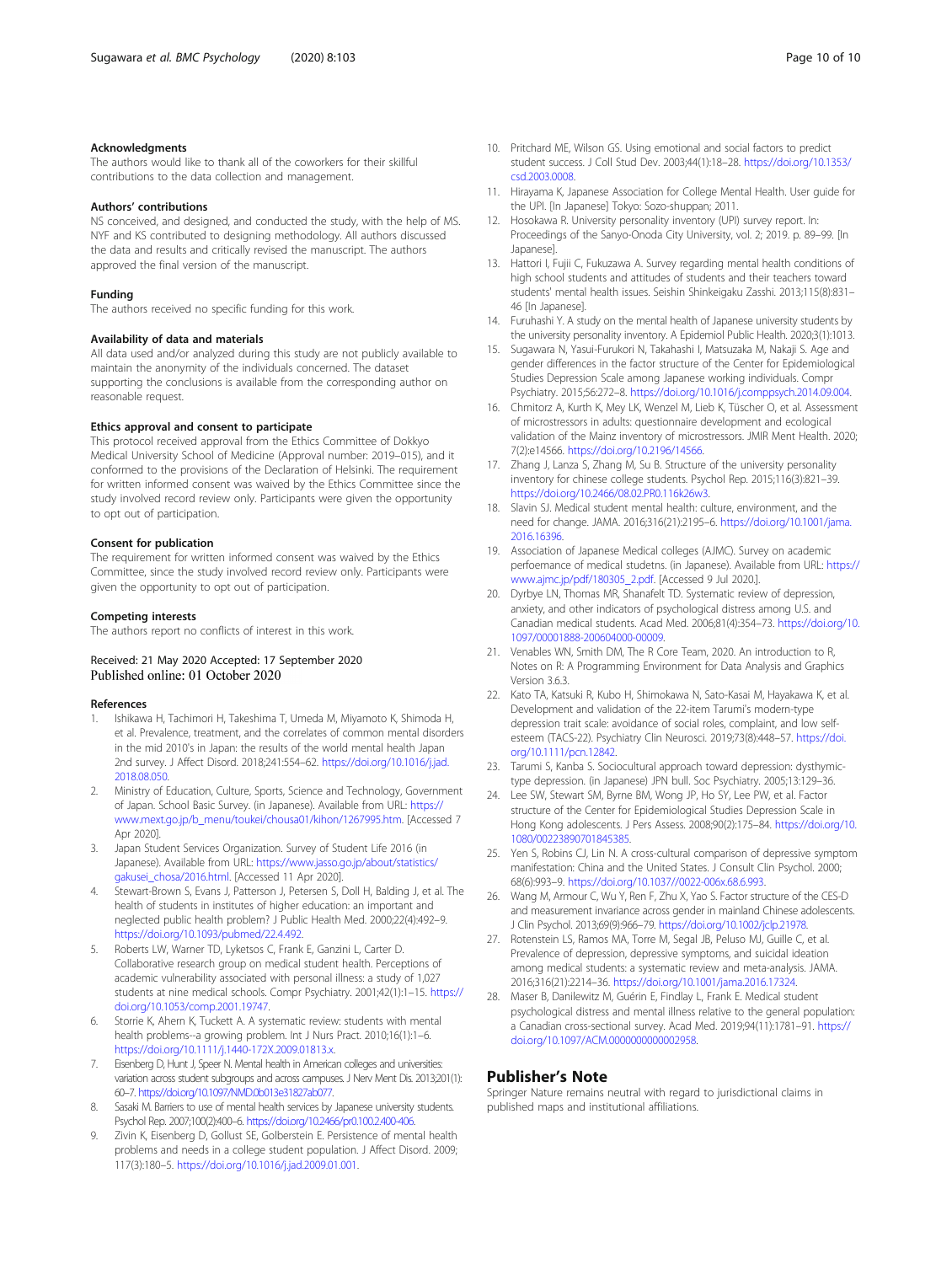### Acknowledgments

The authors would like to thank all of the coworkers for their skillful contributions to the data collection and management.

### Authors' contributions

NS conceived, and designed, and conducted the study, with the help of MS. NYF and KS contributed to designing methodology. All authors discussed the data and results and critically revised the manuscript. The authors approved the final version of the manuscript.

### Funding

The authors received no specific funding for this work.

### Availability of data and materials

All data used and/or analyzed during this study are not publicly available to maintain the anonymity of the individuals concerned. The dataset supporting the conclusions is available from the corresponding author on reasonable request.

### Ethics approval and consent to participate

This protocol received approval from the Ethics Committee of Dokkyo Medical University School of Medicine (Approval number: 2019–015), and it conformed to the provisions of the Declaration of Helsinki. The requirement for written informed consent was waived by the Ethics Committee since the study involved record review only. Participants were given the opportunity to opt out of participation.

### Consent for publication

The requirement for written informed consent was waived by the Ethics Committee, since the study involved record review only. Participants were given the opportunity to opt out of participation.

### Competing interests

The authors report no conflicts of interest in this work.

Received: 21 May 2020 Accepted: 17 September 2020
Published online: 01 October 2020

### References

1. Ishikawa H, Tachimori H, Takeshima T, Umeda M, Miyamoto K, Shimoda H, et al. Prevalence, treatment, and the correlates of common mental disorders in the mid 2010's in Japan: the results of the world mental health Japan 2nd survey. J Affect Disord. 2018;241:554–62. https://doi.org/10.1016/j.jad.2018.08.050.
2. Ministry of Education, Culture, Sports, Science and Technology, Government of Japan. School Basic Survey. (in Japanese). Available from URL: https://www.mext.go.jp/b_menu/toukei/chousa01/kihon/1267995.htm. [Accessed 7 Apr 2020].
3. Japan Student Services Organization. Survey of Student Life 2016 (in Japanese). Available from URL: https://www.jasso.go.jp/about/statistics/gakusei_chosa/2016.html. [Accessed 11 Apr 2020].
4. Stewart-Brown S, Evans J, Patterson J, Petersen S, Doll H, Balding J, et al. The health of students in institutes of higher education: an important and neglected public health problem? J Public Health Med. 2000;22(4):492–9. https://doi.org/10.1093/pubmed/22.4.492.
5. Roberts LW, Warner TD, Lyketsos C, Frank E, Ganzini L, Carter D. Collaborative research group on medical student health. Perceptions of academic vulnerability associated with personal illness: a study of 1,027 students at nine medical schools. Compr Psychiatry. 2001;42(1):1–15. https://doi.org/10.1053/comp.2001.19747.
6. Storrie K, Ahern K, Tuckett A. A systematic review: students with mental health problems--a growing problem. Int J Nurs Pract. 2010;16(1):1–6. https://doi.org/10.1111/j.1440-172X.2009.01813.x.
7. Eisenberg D, Hunt J, Speer N. Mental health in American colleges and universities: variation across student subgroups and across campuses. J Nerv Ment Dis. 2013;201(1):60–7. https://doi.org/10.1097/NMD.0b013e31827ab077.
8. Sasaki M. Barriers to use of mental health services by Japanese university students. Psychol Rep. 2007;100(2):400–6. https://doi.org/10.2466/pr0.100.2.400-406.
9. Zivin K, Eisenberg D, Gollust SE, Golberstein E. Persistence of mental health problems and needs in a college student population. J Affect Disord. 2009;117(3):180–5. https://doi.org/10.1016/j.jad.2009.01.001.
10. Pritchard ME, Wilson GS. Using emotional and social factors to predict student success. J Coll Stud Dev. 2003;44(1):18–28. https://doi.org/10.1353/csd.2003.0008.
11. Hirayama K, Japanese Association for College Mental Health. User guide for the UPI. [In Japanese] Tokyo: Sozo-shuppan; 2011.
12. Hosokawa R. University personality inventory (UPI) survey report. In: Proceedings of the Sanyo-Onoda City University, vol. 2; 2019. p. 89–99. [In Japanese].
13. Hattori I, Fujii C, Fukuzawa A. Survey regarding mental health conditions of high school students and attitudes of students and their teachers toward students' mental health issues. Seishin Shinkeigaku Zasshi. 2013;115(8):831–46 [In Japanese].
14. Furuhashi Y. A study on the mental health of Japanese university students by the university personality inventory. A Epidemiol Public Health. 2020;3(1):1013.
15. Sugawara N, Yasui-Furukori N, Takahashi I, Matsuzaka M, Nakaji S. Age and gender differences in the factor structure of the Center for Epidemiological Studies Depression Scale among Japanese working individuals. Compr Psychiatry. 2015;56:272–8. https://doi.org/10.1016/j.comppsych.2014.09.004.
16. Chmitorz A, Kurth K, Mey LK, Wenzel M, Lieb K, Tüscher O, et al. Assessment of microstressors in adults: questionnaire development and ecological validation of the Mainz inventory of microstressors. JMIR Ment Health. 2020;7(2):e14566. https://doi.org/10.2196/14566.
17. Zhang J, Lanza S, Zhang M, Su B. Structure of the university personality inventory for chinese college students. Psychol Rep. 2015;116(3):821–39. https://doi.org/10.2466/08.02.PR0.116k26w3.
18. Slavin SJ. Medical student mental health: culture, environment, and the need for change. JAMA. 2016;316(21):2195–6. https://doi.org/10.1001/jama.2016.16396.
19. Association of Japanese Medical colleges (AJMC). Survey on academic perfoemance of medical studetns. (in Japanese). Available from URL: https://www.ajmc.jp/pdf/180305_2.pdf. [Accessed 9 Jul 2020.].
20. Dyrbye LN, Thomas MR, Shanafelt TD. Systematic review of depression, anxiety, and other indicators of psychological distress among U.S. and Canadian medical students. Acad Med. 2006;81(4):354–73. https://doi.org/10.1097/00001888-200604000-00009.
21. Venables WN, Smith DM, The R Core Team, 2020. An introduction to R, Notes on R: A Programming Environment for Data Analysis and Graphics Version 3.6.3.
22. Kato TA, Katsuki R, Kubo H, Shimokawa N, Sato-Kasai M, Hayakawa K, et al. Development and validation of the 22-item Tarumi's modern-type depression trait scale: avoidance of social roles, complaint, and low self-esteem (TACS-22). Psychiatry Clin Neurosci. 2019;73(8):448–57. https://doi.org/10.1111/pcn.12842.
23. Tarumi S, Kanba S. Sociocultural approach toward depression: dysthymic-type depression. (in Japanese) JPN bull. Soc Psychiatry. 2005;13:129–36.
24. Lee SW, Stewart SM, Byrne BM, Wong JP, Ho SY, Lee PW, et al. Factor structure of the Center for Epidemiological Studies Depression Scale in Hong Kong adolescents. J Pers Assess. 2008;90(2):175–84. https://doi.org/10.1080/00223890701845385.
25. Yen S, Robins CJ, Lin N. A cross-cultural comparison of depressive symptom manifestation: China and the United States. J Consult Clin Psychol. 2000;68(6):993–9. https://doi.org/10.1037//0022-006x.68.6.993.
26. Wang M, Armour C, Wu Y, Ren F, Zhu X, Yao S. Factor structure of the CES-D and measurement invariance across gender in mainland Chinese adolescents. J Clin Psychol. 2013;69(9):966–79. https://doi.org/10.1002/jclp.21978.
27. Rotenstein LS, Ramos MA, Torre M, Segal JB, Peluso MJ, Guille C, et al. Prevalence of depression, depressive symptoms, and suicidal ideation among medical students: a systematic review and meta-analysis. JAMA. 2016;316(21):2214–36. https://doi.org/10.1001/jama.2016.17324.
28. Maser B, Danilewitz M, Guérin E, Findlay L, Frank E. Medical student psychological distress and mental illness relative to the general population: a Canadian cross-sectional survey. Acad Med. 2019;94(11):1781–91. https://doi.org/10.1097/ACM.0000000000002958.

## Publisher's Note

Springer Nature remains neutral with regard to jurisdictional claims in published maps and institutional affiliations.